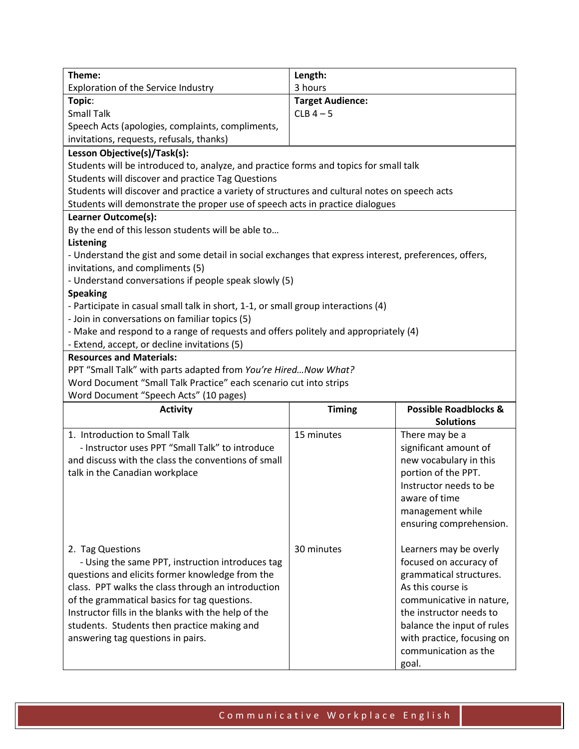| **Theme:** Exploration of the Service Industry | **Length:** 3 hours |
|---|---|
| **Topic:** Small Talk<br>Speech Acts (apologies, complaints, compliments, invitations, requests, refusals, thanks) | **Target Audience:** CLB 4 – 5 |

**Lesson Objective(s)/Task(s):**

Students will be introduced to, analyze, and practice forms and topics for small talk

Students will discover and practice Tag Questions

Students will discover and practice a variety of structures and cultural notes on speech acts

Students will demonstrate the proper use of speech acts in practice dialogues

**Learner Outcome(s):**

By the end of this lesson students will be able to…

**Listening**

- Understand the gist and some detail in social exchanges that express interest, preferences, offers, invitations, and compliments (5)
- Understand conversations if people speak slowly (5)

**Speaking**

- Participate in casual small talk in short, 1-1, or small group interactions (4)
- Join in conversations on familiar topics (5)
- Make and respond to a range of requests and offers politely and appropriately (4)
- Extend, accept, or decline invitations (5)

**Resources and Materials:**

PPT "Small Talk" with parts adapted from *You're Hired…Now What?*

Word Document "Small Talk Practice" each scenario cut into strips

Word Document "Speech Acts" (10 pages)

| Activity | Timing | Possible Roadblocks & Solutions |
|---|---|---|
| 1. Introduction to Small Talk<br>- Instructor uses PPT "Small Talk" to introduce and discuss with the class the conventions of small talk in the Canadian workplace | 15 minutes | There may be a significant amount of new vocabulary in this portion of the PPT. Instructor needs to be aware of time management while ensuring comprehension. |
| 2. Tag Questions<br>- Using the same PPT, instruction introduces tag questions and elicits former knowledge from the class. PPT walks the class through an introduction of the grammatical basics for tag questions. Instructor fills in the blanks with the help of the students. Students then practice making and answering tag questions in pairs. | 30 minutes | Learners may be overly focused on accuracy of grammatical structures. As this course is communicative in nature, the instructor needs to balance the input of rules with practice, focusing on communication as the goal. |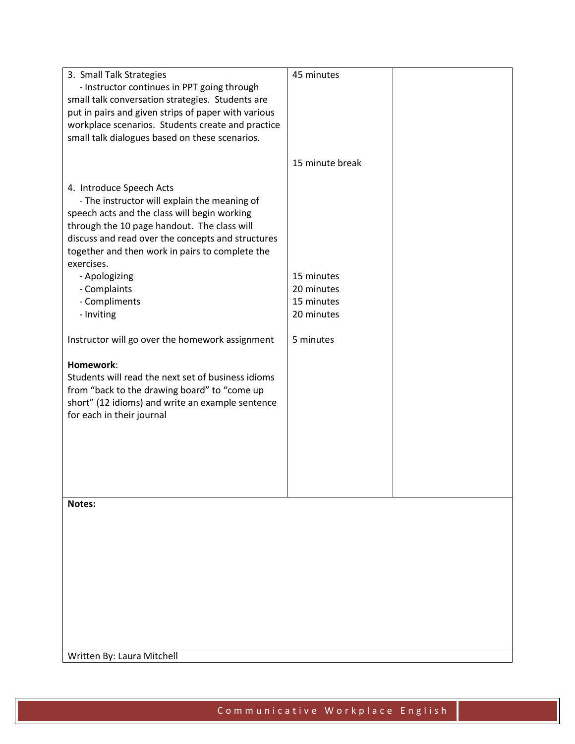| | | |
|---|---|---|
| 3. Small Talk Strategies<br>- Instructor continues in PPT going through small talk conversation strategies. Students are put in pairs and given strips of paper with various workplace scenarios. Students create and practice small talk dialogues based on these scenarios. | 45 minutes | |
| | 15 minute break | |
| 4. Introduce Speech Acts<br>- The instructor will explain the meaning of speech acts and the class will begin working through the 10 page handout. The class will discuss and read over the concepts and structures together and then work in pairs to complete the exercises. | | |
| - Apologizing | 15 minutes | |
| - Complaints | 20 minutes | |
| - Compliments | 15 minutes | |
| - Inviting | 20 minutes | |
| Instructor will go over the homework assignment | 5 minutes | |
| **Homework**:<br>Students will read the next set of business idioms from "back to the drawing board" to "come up short" (12 idioms) and write an example sentence for each in their journal | | |

**Notes:**

Written By: Laura Mitchell